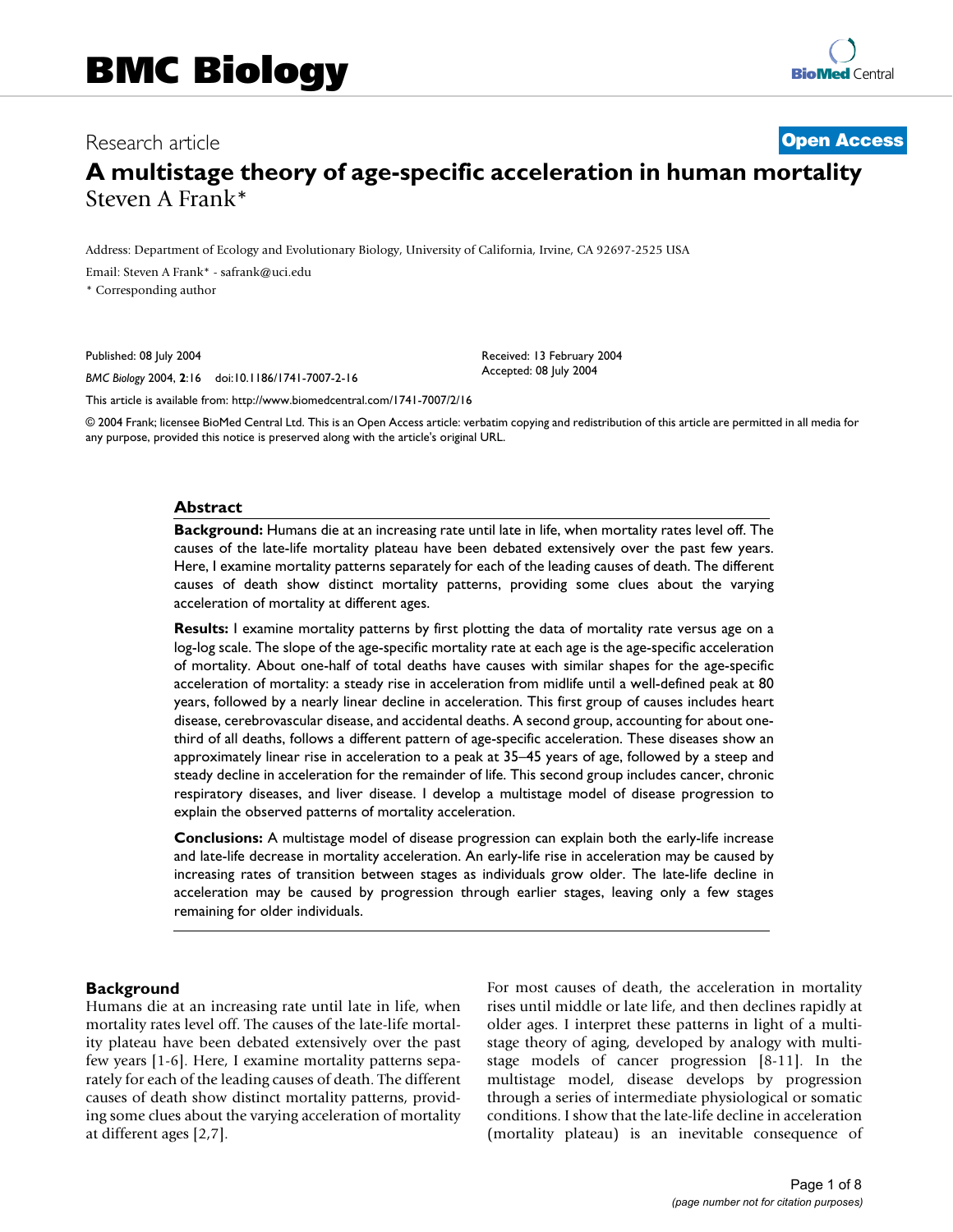# BMC Biology

Research article

**Open Access**

# A multistage theory of age-specific acceleration in human mortality

Steven A Frank*

Address: Department of Ecology and Evolutionary Biology, University of California, Irvine, CA 92697-2525 USA

Email: Steven A Frank* - safrank@uci.edu

\* Corresponding author

Published: 08 July 2004

*BMC Biology* 2004, **2**:16 doi:10.1186/1741-7007-2-16

Received: 13 February 2004
Accepted: 08 July 2004

This article is available from: http://www.biomedcentral.com/1741-7007/2/16

© 2004 Frank; licensee BioMed Central Ltd. This is an Open Access article: verbatim copying and redistribution of this article are permitted in all media for any purpose, provided this notice is preserved along with the article's original URL.

## Abstract

**Background:** Humans die at an increasing rate until late in life, when mortality rates level off. The causes of the late-life mortality plateau have been debated extensively over the past few years. Here, I examine mortality patterns separately for each of the leading causes of death. The different causes of death show distinct mortality patterns, providing some clues about the varying acceleration of mortality at different ages.

**Results:** I examine mortality patterns by first plotting the data of mortality rate versus age on a log-log scale. The slope of the age-specific mortality rate at each age is the age-specific acceleration of mortality. About one-half of total deaths have causes with similar shapes for the age-specific acceleration of mortality: a steady rise in acceleration from midlife until a well-defined peak at 80 years, followed by a nearly linear decline in acceleration. This first group of causes includes heart disease, cerebrovascular disease, and accidental deaths. A second group, accounting for about one-third of all deaths, follows a different pattern of age-specific acceleration. These diseases show an approximately linear rise in acceleration to a peak at 35–45 years of age, followed by a steep and steady decline in acceleration for the remainder of life. This second group includes cancer, chronic respiratory diseases, and liver disease. I develop a multistage model of disease progression to explain the observed patterns of mortality acceleration.

**Conclusions:** A multistage model of disease progression can explain both the early-life increase and late-life decrease in mortality acceleration. An early-life rise in acceleration may be caused by increasing rates of transition between stages as individuals grow older. The late-life decline in acceleration may be caused by progression through earlier stages, leaving only a few stages remaining for older individuals.

## Background

Humans die at an increasing rate until late in life, when mortality rates level off. The causes of the late-life mortality plateau have been debated extensively over the past few years [1-6]. Here, I examine mortality patterns separately for each of the leading causes of death. The different causes of death show distinct mortality patterns, providing some clues about the varying acceleration of mortality at different ages [2,7].

For most causes of death, the acceleration in mortality rises until middle or late life, and then declines rapidly at older ages. I interpret these patterns in light of a multistage theory of aging, developed by analogy with multistage models of cancer progression [8-11]. In the multistage model, disease develops by progression through a series of intermediate physiological or somatic conditions. I show that the late-life decline in acceleration (mortality plateau) is an inevitable consequence of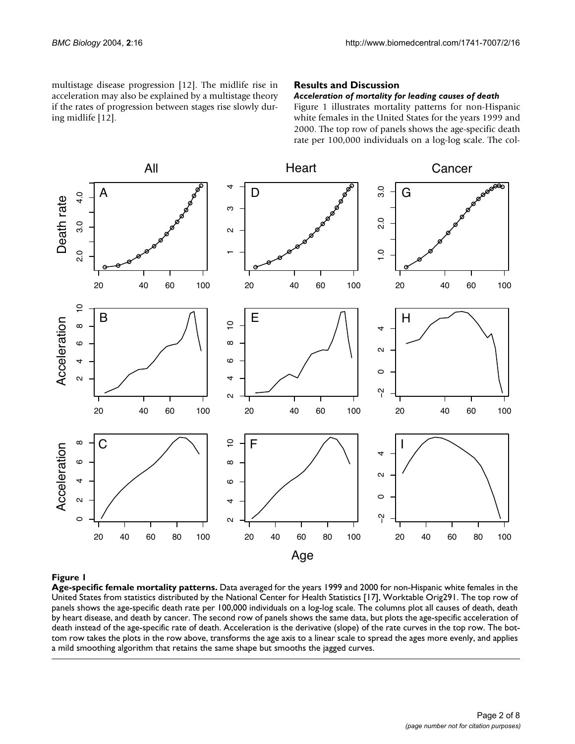multistage disease progression [12]. The midlife rise in acceleration may also be explained by a multistage theory if the rates of progression between stages rise slowly during midlife [12].

## Results and Discussion

### *Acceleration of mortality for leading causes of death*

Figure 1 illustrates mortality patterns for non-Hispanic white females in the United States for the years 1999 and 2000. The top row of panels shows the age-specific death rate per 100,000 individuals on a log-log scale. The col-

**Figure 1**

**Age-specific female mortality patterns.** Data averaged for the years 1999 and 2000 for non-Hispanic white females in the United States from statistics distributed by the National Center for Health Statistics [17], Worktable Orig291. The top row of panels shows the age-specific death rate per 100,000 individuals on a log-log scale. The columns plot all causes of death, death by heart disease, and death by cancer. The second row of panels shows the same data, but plots the age-specific acceleration of death instead of the age-specific rate of death. Acceleration is the derivative (slope) of the rate curves in the top row. The bottom row takes the plots in the row above, transforms the age axis to a linear scale to spread the ages more evenly, and applies a mild smoothing algorithm that retains the same shape but smooths the jagged curves.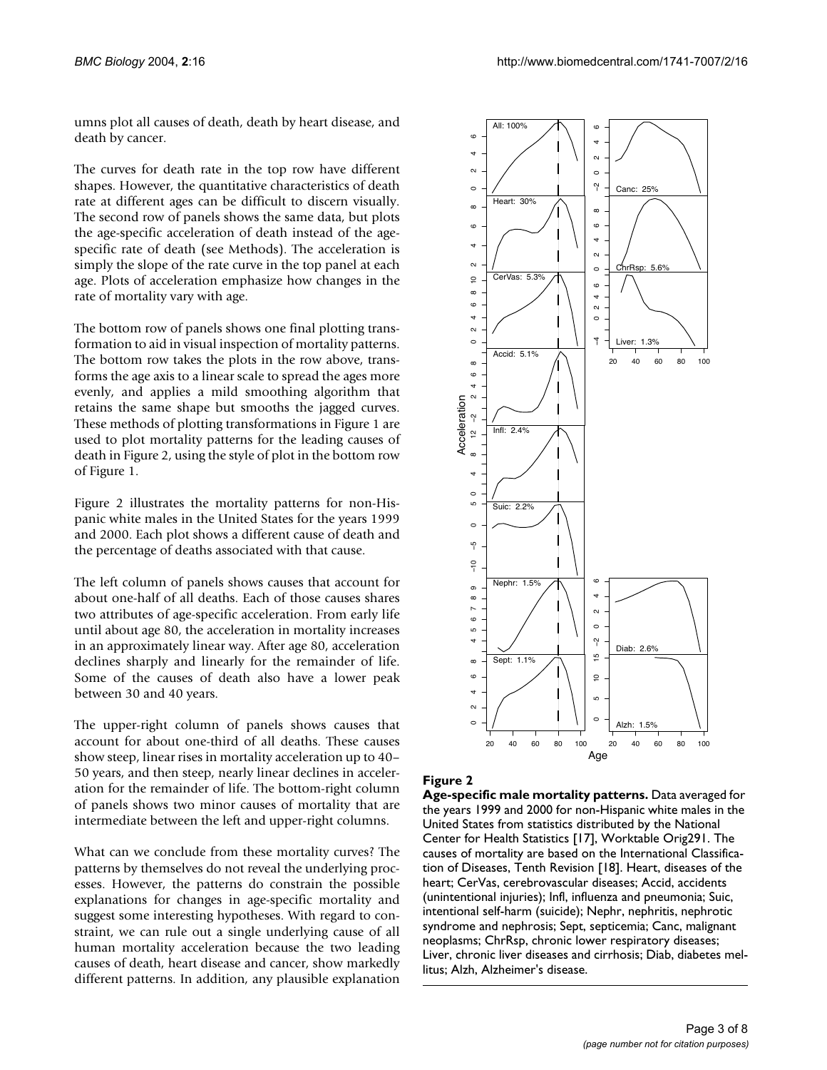umns plot all causes of death, death by heart disease, and death by cancer.

The curves for death rate in the top row have different shapes. However, the quantitative characteristics of death rate at different ages can be difficult to discern visually. The second row of panels shows the same data, but plots the age-specific acceleration of death instead of the age-specific rate of death (see Methods). The acceleration is simply the slope of the rate curve in the top panel at each age. Plots of acceleration emphasize how changes in the rate of mortality vary with age.

The bottom row of panels shows one final plotting transformation to aid in visual inspection of mortality patterns. The bottom row takes the plots in the row above, transforms the age axis to a linear scale to spread the ages more evenly, and applies a mild smoothing algorithm that retains the same shape but smooths the jagged curves. These methods of plotting transformations in Figure 1 are used to plot mortality patterns for the leading causes of death in Figure 2, using the style of plot in the bottom row of Figure 1.

Figure 2 illustrates the mortality patterns for non-Hispanic white males in the United States for the years 1999 and 2000. Each plot shows a different cause of death and the percentage of deaths associated with that cause.

The left column of panels shows causes that account for about one-half of all deaths. Each of those causes shares two attributes of age-specific acceleration. From early life until about age 80, the acceleration in mortality increases in an approximately linear way. After age 80, acceleration declines sharply and linearly for the remainder of life. Some of the causes of death also have a lower peak between 30 and 40 years.

The upper-right column of panels shows causes that account for about one-third of all deaths. These causes show steep, linear rises in mortality acceleration up to 40–50 years, and then steep, nearly linear declines in acceleration for the remainder of life. The bottom-right column of panels shows two minor causes of mortality that are intermediate between the left and upper-right columns.

What can we conclude from these mortality curves? The patterns by themselves do not reveal the underlying processes. However, the patterns do constrain the possible explanations for changes in age-specific mortality and suggest some interesting hypotheses. With regard to constraint, we can rule out a single underlying cause of all human mortality acceleration because the two leading causes of death, heart disease and cancer, show markedly different patterns. In addition, any plausible explanation

**Figure 2**

**Age-specific male mortality patterns.** Data averaged for the years 1999 and 2000 for non-Hispanic white males in the United States from statistics distributed by the National Center for Health Statistics [17], Worktable Orig291. The causes of mortality are based on the International Classification of Diseases, Tenth Revision [18]. Heart, diseases of the heart; CerVas, cerebrovascular diseases; Accid, accidents (unintentional injuries); Infl, influenza and pneumonia; Suic, intentional self-harm (suicide); Nephr, nephritis, nephrotic syndrome and nephrosis; Sept, septicemia; Canc, malignant neoplasms; ChrRsp, chronic lower respiratory diseases; Liver, chronic liver diseases and cirrhosis; Diab, diabetes mellitus; Alzh, Alzheimer's disease.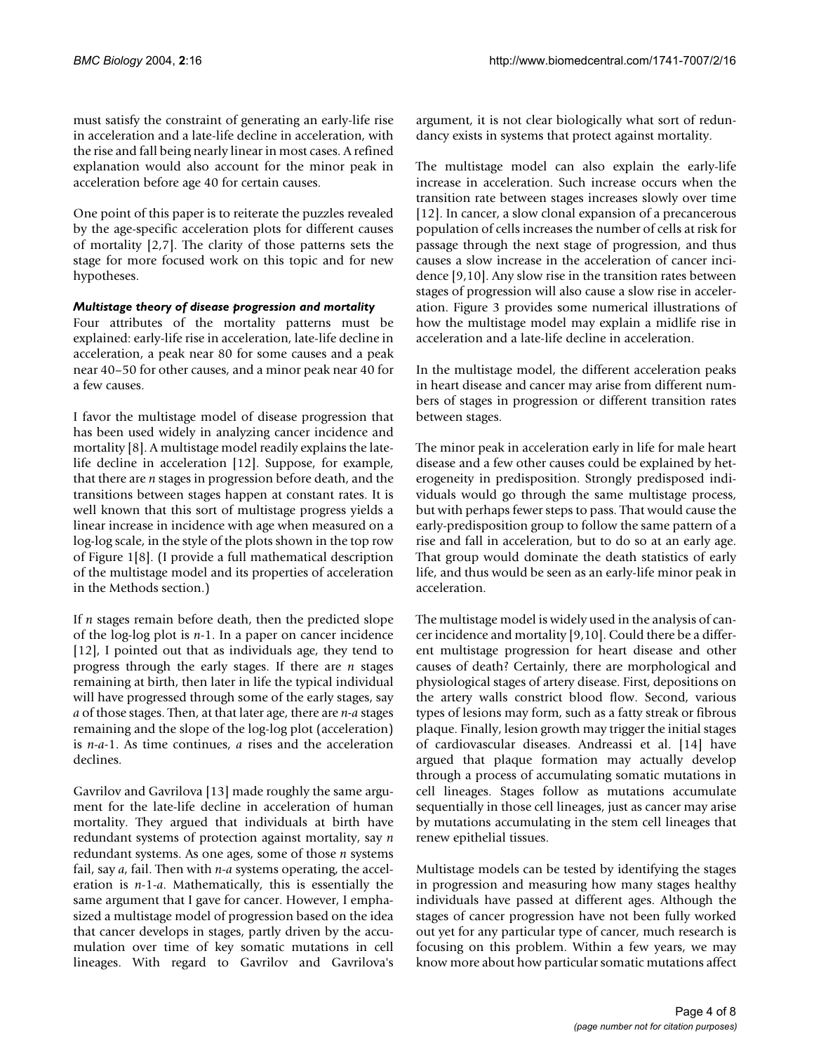must satisfy the constraint of generating an early-life rise in acceleration and a late-life decline in acceleration, with the rise and fall being nearly linear in most cases. A refined explanation would also account for the minor peak in acceleration before age 40 for certain causes.

One point of this paper is to reiterate the puzzles revealed by the age-specific acceleration plots for different causes of mortality [2,7]. The clarity of those patterns sets the stage for more focused work on this topic and for new hypotheses.

### *Multistage theory of disease progression and mortality*

Four attributes of the mortality patterns must be explained: early-life rise in acceleration, late-life decline in acceleration, a peak near 80 for some causes and a peak near 40–50 for other causes, and a minor peak near 40 for a few causes.

I favor the multistage model of disease progression that has been used widely in analyzing cancer incidence and mortality [8]. A multistage model readily explains the late-life decline in acceleration [12]. Suppose, for example, that there are $n$ stages in progression before death, and the transitions between stages happen at constant rates. It is well known that this sort of multistage progress yields a linear increase in incidence with age when measured on a log-log scale, in the style of the plots shown in the top row of Figure 1[8]. (I provide a full mathematical description of the multistage model and its properties of acceleration in the Methods section.)

If $n$ stages remain before death, then the predicted slope of the log-log plot is $n$-1. In a paper on cancer incidence [12], I pointed out that as individuals age, they tend to progress through the early stages. If there are $n$ stages remaining at birth, then later in life the typical individual will have progressed through some of the early stages, say $a$ of those stages. Then, at that later age, there are $n$-$a$ stages remaining and the slope of the log-log plot (acceleration) is $n$-$a$-1. As time continues, $a$ rises and the acceleration declines.

Gavrilov and Gavrilova [13] made roughly the same argument for the late-life decline in acceleration of human mortality. They argued that individuals at birth have redundant systems of protection against mortality, say $n$ redundant systems. As one ages, some of those $n$ systems fail, say $a$, fail. Then with $n$-$a$ systems operating, the acceleration is $n$-1-$a$. Mathematically, this is essentially the same argument that I gave for cancer. However, I emphasized a multistage model of progression based on the idea that cancer develops in stages, partly driven by the accumulation over time of key somatic mutations in cell lineages. With regard to Gavrilov and Gavrilova's argument, it is not clear biologically what sort of redundancy exists in systems that protect against mortality.

The multistage model can also explain the early-life increase in acceleration. Such increase occurs when the transition rate between stages increases slowly over time [12]. In cancer, a slow clonal expansion of a precancerous population of cells increases the number of cells at risk for passage through the next stage of progression, and thus causes a slow increase in the acceleration of cancer incidence [9,10]. Any slow rise in the transition rates between stages of progression will also cause a slow rise in acceleration. Figure 3 provides some numerical illustrations of how the multistage model may explain a midlife rise in acceleration and a late-life decline in acceleration.

In the multistage model, the different acceleration peaks in heart disease and cancer may arise from different numbers of stages in progression or different transition rates between stages.

The minor peak in acceleration early in life for male heart disease and a few other causes could be explained by heterogeneity in predisposition. Strongly predisposed individuals would go through the same multistage process, but with perhaps fewer steps to pass. That would cause the early-predisposition group to follow the same pattern of a rise and fall in acceleration, but to do so at an early age. That group would dominate the death statistics of early life, and thus would be seen as an early-life minor peak in acceleration.

The multistage model is widely used in the analysis of cancer incidence and mortality [9,10]. Could there be a different multistage progression for heart disease and other causes of death? Certainly, there are morphological and physiological stages of artery disease. First, depositions on the artery walls constrict blood flow. Second, various types of lesions may form, such as a fatty streak or fibrous plaque. Finally, lesion growth may trigger the initial stages of cardiovascular diseases. Andreassi et al. [14] have argued that plaque formation may actually develop through a process of accumulating somatic mutations in cell lineages. Stages follow as mutations accumulate sequentially in those cell lineages, just as cancer may arise by mutations accumulating in the stem cell lineages that renew epithelial tissues.

Multistage models can be tested by identifying the stages in progression and measuring how many stages healthy individuals have passed at different ages. Although the stages of cancer progression have not been fully worked out yet for any particular type of cancer, much research is focusing on this problem. Within a few years, we may know more about how particular somatic mutations affect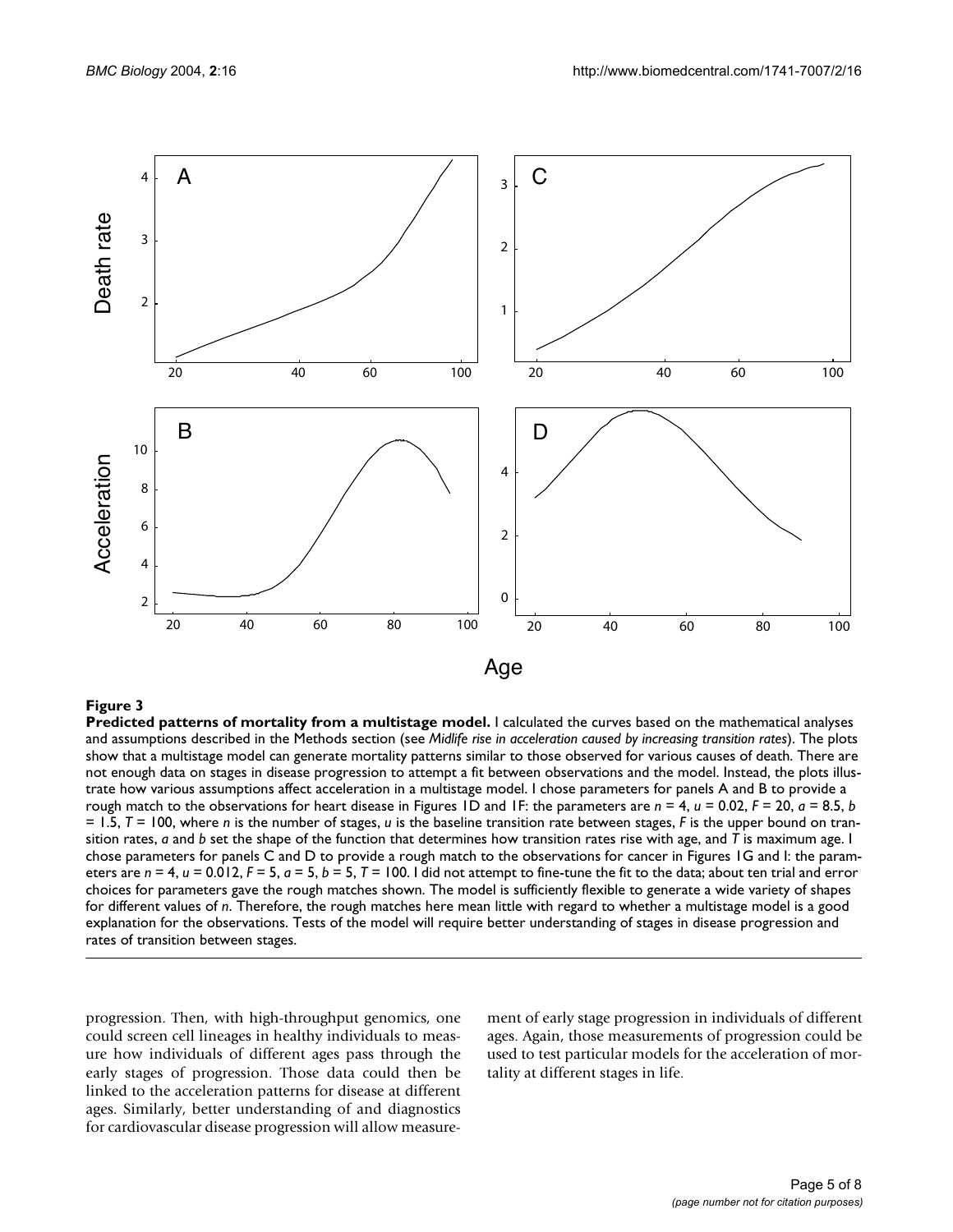**Figure 3**

**Predicted patterns of mortality from a multistage model.** I calculated the curves based on the mathematical analyses and assumptions described in the Methods section (see *Midlife rise in acceleration caused by increasing transition rates*). The plots show that a multistage model can generate mortality patterns similar to those observed for various causes of death. There are not enough data on stages in disease progression to attempt a fit between observations and the model. Instead, the plots illustrate how various assumptions affect acceleration in a multistage model. I chose parameters for panels A and B to provide a rough match to the observations for heart disease in Figures 1D and 1F: the parameters are $n = 4$, $u = 0.02$, $F = 20$, $a = 8.5$, $b = 1.5$, $T = 100$, where $n$ is the number of stages, $u$ is the baseline transition rate between stages, $F$ is the upper bound on transition rates, $a$ and $b$ set the shape of the function that determines how transition rates rise with age, and $T$ is maximum age. I chose parameters for panels C and D to provide a rough match to the observations for cancer in Figures 1G and I: the parameters are $n = 4$, $u = 0.012$, $F = 5$, $a = 5$, $b = 5$, $T = 100$. I did not attempt to fine-tune the fit to the data; about ten trial and error choices for parameters gave the rough matches shown. The model is sufficiently flexible to generate a wide variety of shapes for different values of $n$. Therefore, the rough matches here mean little with regard to whether a multistage model is a good explanation for the observations. Tests of the model will require better understanding of stages in disease progression and rates of transition between stages.

progression. Then, with high-throughput genomics, one could screen cell lineages in healthy individuals to measure how individuals of different ages pass through the early stages of progression. Those data could then be linked to the acceleration patterns for disease at different ages. Similarly, better understanding of and diagnostics for cardiovascular disease progression will allow measurement of early stage progression in individuals of different ages. Again, those measurements of progression could be used to test particular models for the acceleration of mortality at different stages in life.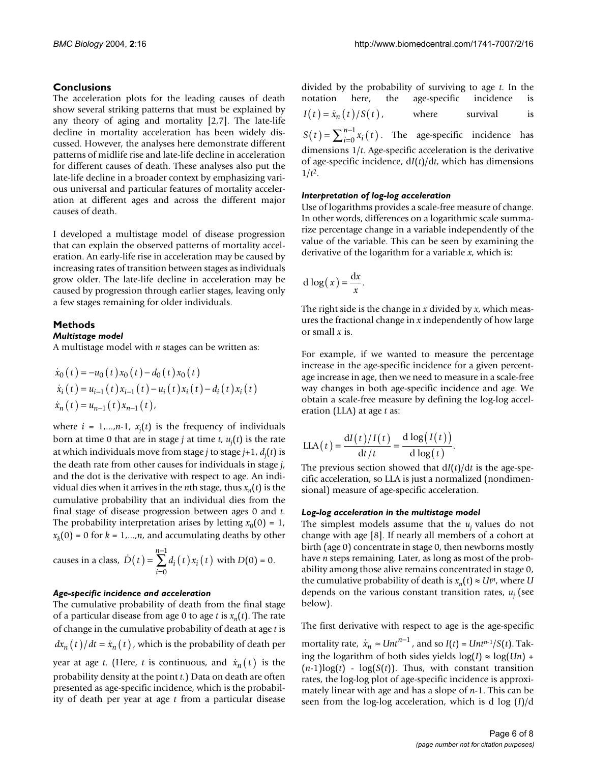## Conclusions

The acceleration plots for the leading causes of death show several striking patterns that must be explained by any theory of aging and mortality [2,7]. The late-life decline in mortality acceleration has been widely discussed. However, the analyses here demonstrate different patterns of midlife rise and late-life decline in acceleration for different causes of death. These analyses also put the late-life decline in a broader context by emphasizing various universal and particular features of mortality acceleration at different ages and across the different major causes of death.

I developed a multistage model of disease progression that can explain the observed patterns of mortality acceleration. An early-life rise in acceleration may be caused by increasing rates of transition between stages as individuals grow older. The late-life decline in acceleration may be caused by progression through earlier stages, leaving only a few stages remaining for older individuals.

## Methods

### *Multistage model*

A multistage model with $n$ stages can be written as:

$$
\begin{aligned}
\dot{x}_0(t) &= -u_0(t)x_0(t) - d_0(t)x_0(t) \\
\dot{x}_i(t) &= u_{i-1}(t)x_{i-1}(t) - u_i(t)x_i(t) - d_i(t)x_i(t) \\
\dot{x}_n(t) &= u_{n-1}(t)x_{n-1}(t),
\end{aligned}
$$

where $i = 1,...,n-1$, $x_j(t)$ is the frequency of individuals born at time 0 that are in stage $j$ at time $t$, $u_j(t)$ is the rate at which individuals move from stage $j$ to stage $j+1$, $d_j(t)$ is the death rate from other causes for individuals in stage $j$, and the dot is the derivative with respect to age. An individual dies when it arrives in the $n$th stage, thus $x_n(t)$ is the cumulative probability that an individual dies from the final stage of disease progression between ages 0 and $t$. The probability interpretation arises by letting $x_0(0) = 1$, $x_k(0) = 0$ for $k = 1,...,n$, and accumulating deaths by other causes in a class, $\dot{D}(t) = \sum_{i=0}^{n-1} d_i(t)x_i(t)$ with $D(0) = 0$.

### *Age-specific incidence and acceleration*

The cumulative probability of death from the final stage of a particular disease from age 0 to age $t$ is $x_n(t)$. The rate of change in the cumulative probability of death at age $t$ is $dx_n(t)/dt = \dot{x}_n(t)$, which is the probability of death per year at age $t$. (Here, $t$ is continuous, and $\dot{x}_n(t)$ is the probability density at the point $t$.) Data on death are often presented as age-specific incidence, which is the probability of death per year at age $t$ from a particular disease divided by the probability of surviving to age $t$. In the notation here, the age-specific incidence is $I(t) = \dot{x}_n(t)/S(t)$, where survival is $S(t) = \sum_{i=0}^{n-1} x_i(t)$. The age-specific incidence has dimensions $1/t$. Age-specific acceleration is the derivative of age-specific incidence, $\mathrm{d}I(t)/\mathrm{d}t$, which has dimensions $1/t^2$.

### *Interpretation of log-log acceleration*

Use of logarithms provides a scale-free measure of change. In other words, differences on a logarithmic scale summarize percentage change in a variable independently of the value of the variable. This can be seen by examining the derivative of the logarithm for a variable $x$, which is:

$$
\mathrm{d}\log(x) = \frac{\mathrm{d}x}{x}.
$$

The right side is the change in $x$ divided by $x$, which measures the fractional change in $x$ independently of how large or small $x$ is.

For example, if we wanted to measure the percentage increase in the age-specific incidence for a given percentage increase in age, then we need to measure in a scale-free way changes in both age-specific incidence and age. We obtain a scale-free measure by defining the log-log acceleration (LLA) at age $t$ as:

$$
\mathrm{LLA}(t) = \frac{\mathrm{d}I(t)/I(t)}{\mathrm{d}t/t} = \frac{\mathrm{d}\log\big(I(t)\big)}{\mathrm{d}\log(t)}.
$$

The previous section showed that $\mathrm{d}I(t)/\mathrm{d}t$ is the age-specific acceleration, so LLA is just a normalized (nondimensional) measure of age-specific acceleration.

### *Log-log acceleration in the multistage model*

The simplest models assume that the $u_j$ values do not change with age [8]. If nearly all members of a cohort at birth (age 0) concentrate in stage 0, then newborns mostly have $n$ steps remaining. Later, as long as most of the probability among those alive remains concentrated in stage 0, the cumulative probability of death is $x_n(t) \approx Ut^n$, where $U$ depends on the various constant transition rates, $u_j$ (see below).

The first derivative with respect to age is the age-specific mortality rate, $\dot{x}_n \approx Unt^{n-1}$, and so $I(t) = Unt^{n-1}/S(t)$. Taking the logarithm of both sides yields $\log(I) \approx \log(Un) + (n-1)\log(t) - \log(S(t))$. Thus, with constant transition rates, the log-log plot of age-specific incidence is approximately linear with age and has a slope of $n-1$. This can be seen from the log-log acceleration, which is d log $(I)$/d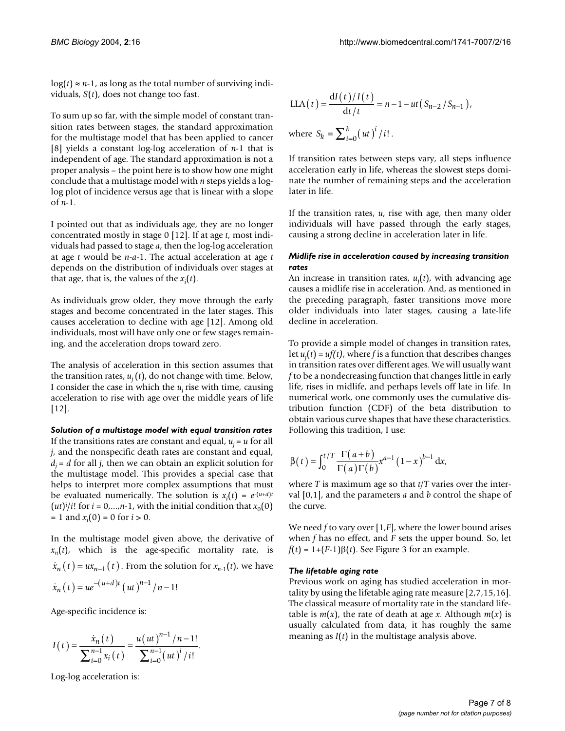$\log(t) \approx n\text{-}1$, as long as the total number of surviving individuals, $S(t)$, does not change too fast.

To sum up so far, with the simple model of constant transition rates between stages, the standard approximation for the multistage model that has been applied to cancer [8] yields a constant log-log acceleration of $n$-1 that is independent of age. The standard approximation is not a proper analysis – the point here is to show how one might conclude that a multistage model with $n$ steps yields a log-log plot of incidence versus age that is linear with a slope of $n$-1.

I pointed out that as individuals age, they are no longer concentrated mostly in stage 0 [12]. If at age $t$, most individuals had passed to stage $a$, then the log-log acceleration at age $t$ would be $n$-$a$-1. The actual acceleration at age $t$ depends on the distribution of individuals over stages at that age, that is, the values of the $x_i(t)$.

As individuals grow older, they move through the early stages and become concentrated in the later stages. This causes acceleration to decline with age [12]. Among old individuals, most will have only one or few stages remaining, and the acceleration drops toward zero.

The analysis of acceleration in this section assumes that the transition rates, $u_j(t)$, do not change with time. Below, I consider the case in which the $u_j$ rise with time, causing acceleration to rise with age over the middle years of life [12].

#### *Solution of a multistage model with equal transition rates*

If the transitions rates are constant and equal, $u_j = u$ for all $j$, and the nonspecific death rates are constant and equal, $d_j = d$ for all $j$, then we can obtain an explicit solution for the multistage model. This provides a special case that helps to interpret more complex assumptions that must be evaluated numerically. The solution is $x_i(t) = e^{-(u+d)t}(ut)^i/i!$ for $i = 0,\ldots,n\text{-}1$, with the initial condition that $x_0(0) = 1$ and $x_i(0) = 0$ for $i > 0$.

In the multistage model given above, the derivative of $x_n(t)$, which is the age-specific mortality rate, is $\dot{x}_n(t) = ux_{n-1}(t)$. From the solution for $x_{n-1}(t)$, we have

$$\dot{x}_n(t) = ue^{-(u+d)t}(ut)^{n-1}/n-1!$$

Age-specific incidence is:

$$I(t) = \frac{\dot{x}_n(t)}{\sum_{i=0}^{n-1} x_i(t)} = \frac{u(ut)^{n-1}/n-1!}{\sum_{i=0}^{n-1}(ut)^i/i!}.$$

Log-log acceleration is:

$$\text{LLA}(t) = \frac{\mathrm{d}I(t)/I(t)}{\mathrm{d}t/t} = n-1-ut\left(S_{n-2}/S_{n-1}\right),$$

where $S_k = \sum_{i=0}^{k}(ut)^i/i!$.

If transition rates between steps vary, all steps influence acceleration early in life, whereas the slowest steps dominate the number of remaining steps and the acceleration later in life.

If the transition rates, $u$, rise with age, then many older individuals will have passed through the early stages, causing a strong decline in acceleration later in life.

#### *Midlife rise in acceleration caused by increasing transition rates*

An increase in transition rates, $u_j(t)$, with advancing age causes a midlife rise in acceleration. And, as mentioned in the preceding paragraph, faster transitions move more older individuals into later stages, causing a late-life decline in acceleration.

To provide a simple model of changes in transition rates, let $u_j(t) = uf(t)$, where $f$ is a function that describes changes in transition rates over different ages. We will usually want $f$ to be a nondecreasing function that changes little in early life, rises in midlife, and perhaps levels off late in life. In numerical work, one commonly uses the cumulative distribution function (CDF) of the beta distribution to obtain various curve shapes that have these characteristics. Following this tradition, I use:

$$\beta(t) = \int_0^{t/T} \frac{\Gamma(a+b)}{\Gamma(a)\Gamma(b)} x^{a-1}(1-x)^{b-1}\,\mathrm{d}x,$$

where $T$ is maximum age so that $t/T$ varies over the interval [0,1], and the parameters $a$ and $b$ control the shape of the curve.

We need $f$ to vary over [1,$F$], where the lower bound arises when $f$ has no effect, and $F$ sets the upper bound. So, let $f(t) = 1+(F\text{-}1)\beta(t)$. See Figure 3 for an example.

#### *The lifetable aging rate*

Previous work on aging has studied acceleration in mortality by using the lifetable aging rate measure [2,7,15,16]. The classical measure of mortality rate in the standard lifetable is $m(x)$, the rate of death at age $x$. Although $m(x)$ is usually calculated from data, it has roughly the same meaning as $I(t)$ in the multistage analysis above.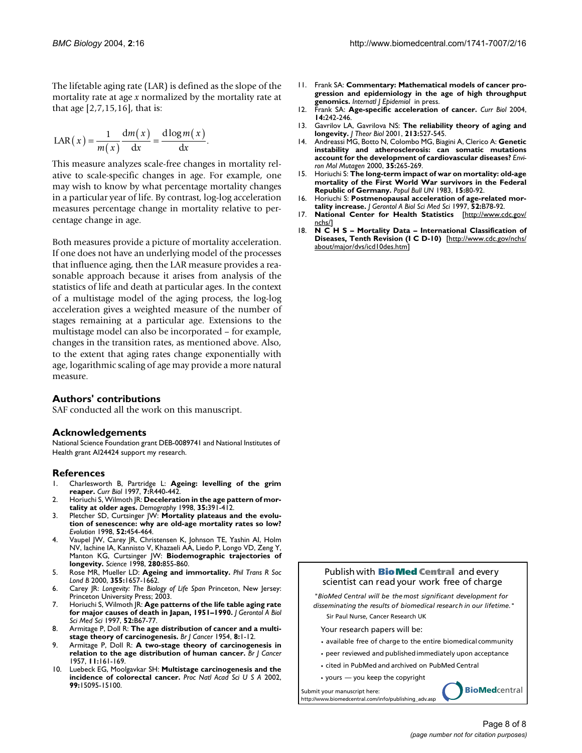The lifetable aging rate (LAR) is defined as the slope of the mortality rate at age $x$ normalized by the mortality rate at that age [2,7,15,16], that is:

$$\mathrm{LAR}(x) = \frac{1}{m(x)}\frac{\mathrm{d}m(x)}{\mathrm{d}x} = \frac{\mathrm{d}\log m(x)}{\mathrm{d}x}.$$

This measure analyzes scale-free changes in mortality relative to scale-specific changes in age. For example, one may wish to know by what percentage mortality changes in a particular year of life. By contrast, log-log acceleration measures percentage change in mortality relative to percentage change in age.

Both measures provide a picture of mortality acceleration. If one does not have an underlying model of the processes that influence aging, then the LAR measure provides a reasonable approach because it arises from analysis of the statistics of life and death at particular ages. In the context of a multistage model of the aging process, the log-log acceleration gives a weighted measure of the number of stages remaining at a particular age. Extensions to the multistage model can also be incorporated – for example, changes in the transition rates, as mentioned above. Also, to the extent that aging rates change exponentially with age, logarithmic scaling of age may provide a more natural measure.

## Authors' contributions

SAF conducted all the work on this manuscript.

## Acknowledgements

National Science Foundation grant DEB-0089741 and National Institutes of Health grant AI24424 support my research.

## References

1. Charlesworth B, Partridge L: **Ageing: levelling of the grim reaper.** *Curr Biol* 1997, **7:**R440-442.
2. Horiuchi S, Wilmoth JR: **Deceleration in the age pattern of mortality at older ages.** *Demography* 1998, **35:**391-412.
3. Pletcher SD, Curtsinger JW: **Mortality plateaus and the evolution of senescence: why are old-age mortality rates so low?** *Evolution* 1998, **52:**454-464.
4. Vaupel JW, Carey JR, Christensen K, Johnson TE, Yashin AI, Holm NV, Iachine IA, Kannisto V, Khazaeli AA, Liedo P, Longo VD, Zeng Y, Manton KG, Curtsinger JW: **Biodemographic trajectories of longevity.** *Science* 1998, **280:**855-860.
5. Rose MR, Mueller LD: **Ageing and immortality.** *Phil Trans R Soc Lond B* 2000, **355:**1657-1662.
6. Carey JR: *Longevity: The Biology of Life Span* Princeton, New Jersey: Princeton University Press; 2003.
7. Horiuchi S, Wilmoth JR: **Age patterns of the life table aging rate for major causes of death in Japan, 1951–1990.** *J Gerontol A Biol Sci Med Sci* 1997, **52:**B67-77.
8. Armitage P, Doll R: **The age distribution of cancer and a multistage theory of carcinogenesis.** *Br J Cancer* 1954, **8:**1-12.
9. Armitage P, Doll R: **A two-stage theory of carcinogenesis in relation to the age distribution of human cancer.** *Br J Cancer* 1957, **11:**161-169.
10. Luebeck EG, Moolgavkar SH: **Multistage carcinogenesis and the incidence of colorectal cancer.** *Proc Natl Acad Sci U S A* 2002, **99:**15095-15100.
11. Frank SA: **Commentary: Mathematical models of cancer progression and epidemiology in the age of high throughput genomics.** *Internatl J Epidemiol* in press.
12. Frank SA: **Age-specific acceleration of cancer.** *Curr Biol* 2004, **14:**242-246.
13. Gavrilov LA, Gavrilova NS: **The reliability theory of aging and longevity.** *J Theor Biol* 2001, **213:**527-545.
14. Andreassi MG, Botto N, Colombo MG, Biagini A, Clerico A: **Genetic instability and atherosclerosis: can somatic mutations account for the development of cardiovascular diseases?** *Environ Mol Mutagen* 2000, **35:**265-269.
15. Horiuchi S: **The long-term impact of war on mortality: old-age mortality of the First World War survivors in the Federal Republic of Germany.** *Popul Bull UN* 1983, **15:**80-92.
16. Horiuchi S: **Postmenopausal acceleration of age-related mortality increase.** *J Gerontol A Biol Sci Med Sci* 1997, **52:**B78-92.
17. **National Center for Health Statistics** [http://www.cdc.gov/nchs/]
18. **N C H S – Mortality Data – International Classification of Diseases, Tenth Revision (I C D-10)** [http://www.cdc.gov/nchs/about/major/dvs/icd10des.htm]

Publish with **BioMed Central** and every scientist can read your work free of charge

*"BioMed Central will be the most significant development for disseminating the results of biomedical research in our lifetime."*
Sir Paul Nurse, Cancer Research UK

Your research papers will be:

- available free of charge to the entire biomedical community
- peer reviewed and published immediately upon acceptance
- cited in PubMed and archived on PubMed Central
- yours — you keep the copyright

Submit your manuscript here:
http://www.biomedcentral.com/info/publishing_adv.asp

BioMedcentral